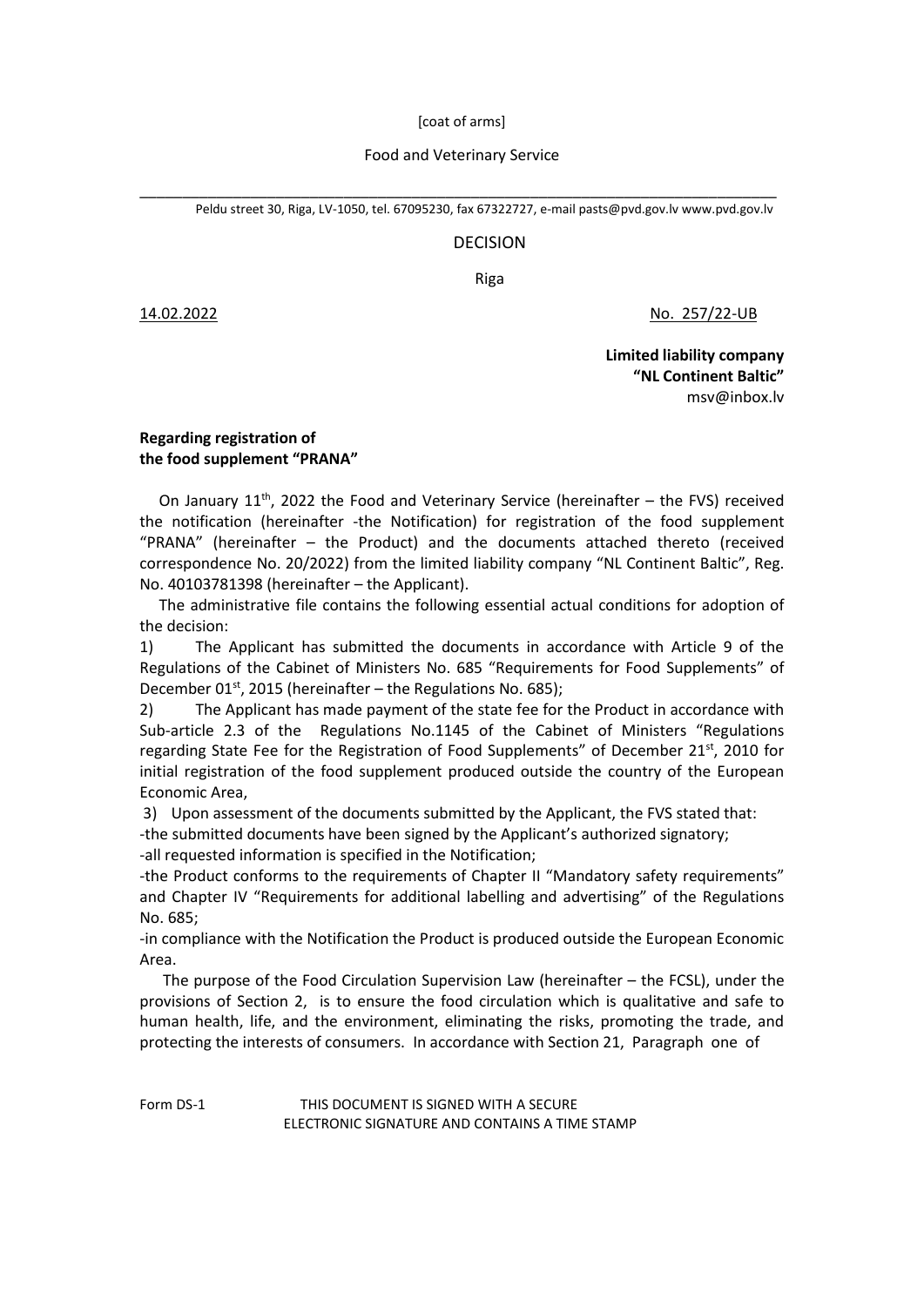[coat of arms]

Food and Veterinary Service

Peldu street 30, Riga, LV-1050, tel. 67095230, fax 67322727, e-mail pasts@pvd.gov.lv www.pvd.gov.lv

DECISION

Riga

14.02.2022 No. 257/22-UB

**Limited liability company**
**"NL Continent Baltic"**
msv@inbox.lv

**Regarding registration of**
**the food supplement "PRANA"**

On January 11th, 2022 the Food and Veterinary Service (hereinafter – the FVS) received the notification (hereinafter -the Notification) for registration of the food supplement "PRANA" (hereinafter – the Product) and the documents attached thereto (received correspondence No. 20/2022) from the limited liability company "NL Continent Baltic", Reg. No. 40103781398 (hereinafter – the Applicant).

The administrative file contains the following essential actual conditions for adoption of the decision:

1) The Applicant has submitted the documents in accordance with Article 9 of the Regulations of the Cabinet of Ministers No. 685 "Requirements for Food Supplements" of December 01st, 2015 (hereinafter – the Regulations No. 685);

2) The Applicant has made payment of the state fee for the Product in accordance with Sub-article 2.3 of the Regulations No.1145 of the Cabinet of Ministers "Regulations regarding State Fee for the Registration of Food Supplements" of December 21st, 2010 for initial registration of the food supplement produced outside the country of the European Economic Area,

3) Upon assessment of the documents submitted by the Applicant, the FVS stated that:

-the submitted documents have been signed by the Applicant's authorized signatory;

-all requested information is specified in the Notification;

-the Product conforms to the requirements of Chapter II "Mandatory safety requirements" and Chapter IV "Requirements for additional labelling and advertising" of the Regulations No. 685;

-in compliance with the Notification the Product is produced outside the European Economic Area.

The purpose of the Food Circulation Supervision Law (hereinafter – the FCSL), under the provisions of Section 2, is to ensure the food circulation which is qualitative and safe to human health, life, and the environment, eliminating the risks, promoting the trade, and protecting the interests of consumers. In accordance with Section 21, Paragraph one of

Form DS-1 THIS DOCUMENT IS SIGNED WITH A SECURE ELECTRONIC SIGNATURE AND CONTAINS A TIME STAMP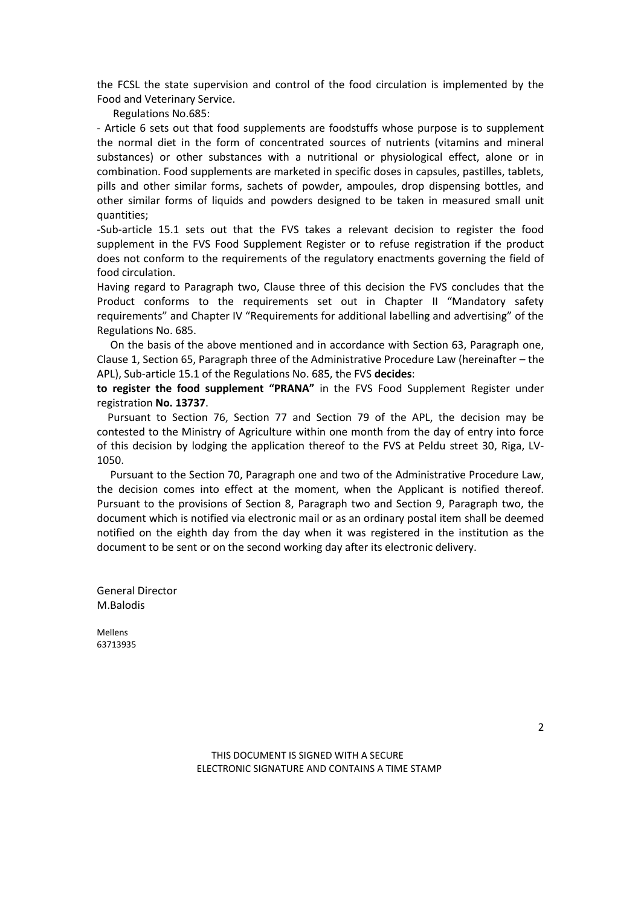the FCSL the state supervision and control of the food circulation is implemented by the Food and Veterinary Service.

Regulations No.685:

- Article 6 sets out that food supplements are foodstuffs whose purpose is to supplement the normal diet in the form of concentrated sources of nutrients (vitamins and mineral substances) or other substances with a nutritional or physiological effect, alone or in combination. Food supplements are marketed in specific doses in capsules, pastilles, tablets, pills and other similar forms, sachets of powder, ampoules, drop dispensing bottles, and other similar forms of liquids and powders designed to be taken in measured small unit quantities;

-Sub-article 15.1 sets out that the FVS takes a relevant decision to register the food supplement in the FVS Food Supplement Register or to refuse registration if the product does not conform to the requirements of the regulatory enactments governing the field of food circulation.

Having regard to Paragraph two, Clause three of this decision the FVS concludes that the Product conforms to the requirements set out in Chapter II "Mandatory safety requirements" and Chapter IV "Requirements for additional labelling and advertising" of the Regulations No. 685.

On the basis of the above mentioned and in accordance with Section 63, Paragraph one, Clause 1, Section 65, Paragraph three of the Administrative Procedure Law (hereinafter – the APL), Sub-article 15.1 of the Regulations No. 685, the FVS **decides**:

**to register the food supplement "PRANA"** in the FVS Food Supplement Register under registration **No. 13737**.

Pursuant to Section 76, Section 77 and Section 79 of the APL, the decision may be contested to the Ministry of Agriculture within one month from the day of entry into force of this decision by lodging the application thereof to the FVS at Peldu street 30, Riga, LV-1050.

Pursuant to the Section 70, Paragraph one and two of the Administrative Procedure Law, the decision comes into effect at the moment, when the Applicant is notified thereof. Pursuant to the provisions of Section 8, Paragraph two and Section 9, Paragraph two, the document which is notified via electronic mail or as an ordinary postal item shall be deemed notified on the eighth day from the day when it was registered in the institution as the document to be sent or on the second working day after its electronic delivery.

General Director
M.Balodis

Mellens
63713935

THIS DOCUMENT IS SIGNED WITH A SECURE ELECTRONIC SIGNATURE AND CONTAINS A TIME STAMP